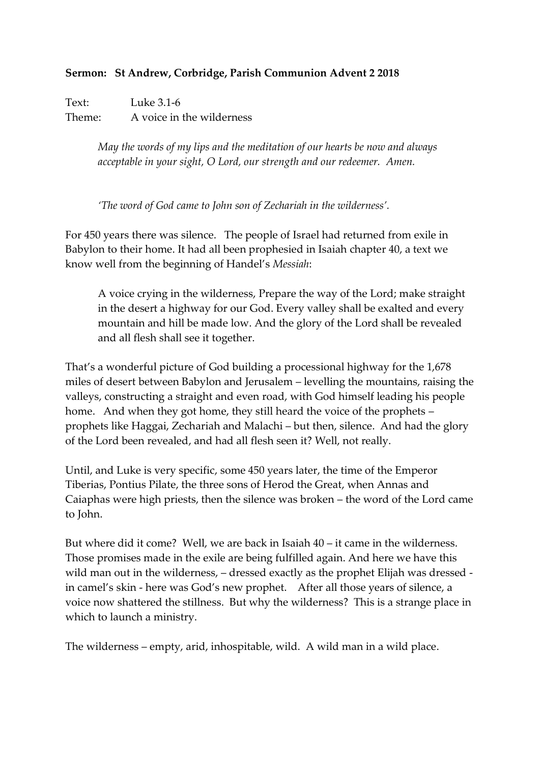**Sermon: St Andrew, Corbridge, Parish Communion Advent 2 2018**

Text: Luke 3.1-6

Theme: A voice in the wilderness

> *May the words of my lips and the meditation of our hearts be now and always acceptable in your sight, O Lord, our strength and our redeemer. Amen.*

> *'The word of God came to John son of Zechariah in the wilderness'.*

For 450 years there was silence. The people of Israel had returned from exile in Babylon to their home. It had all been prophesied in Isaiah chapter 40, a text we know well from the beginning of Handel's *Messiah*:

> A voice crying in the wilderness, Prepare the way of the Lord; make straight in the desert a highway for our God. Every valley shall be exalted and every mountain and hill be made low. And the glory of the Lord shall be revealed and all flesh shall see it together.

That's a wonderful picture of God building a processional highway for the 1,678 miles of desert between Babylon and Jerusalem – levelling the mountains, raising the valleys, constructing a straight and even road, with God himself leading his people home. And when they got home, they still heard the voice of the prophets – prophets like Haggai, Zechariah and Malachi – but then, silence. And had the glory of the Lord been revealed, and had all flesh seen it? Well, not really.

Until, and Luke is very specific, some 450 years later, the time of the Emperor Tiberias, Pontius Pilate, the three sons of Herod the Great, when Annas and Caiaphas were high priests, then the silence was broken – the word of the Lord came to John.

But where did it come? Well, we are back in Isaiah 40 – it came in the wilderness. Those promises made in the exile are being fulfilled again. And here we have this wild man out in the wilderness, – dressed exactly as the prophet Elijah was dressed - in camel's skin - here was God's new prophet. After all those years of silence, a voice now shattered the stillness. But why the wilderness? This is a strange place in which to launch a ministry.

The wilderness – empty, arid, inhospitable, wild. A wild man in a wild place.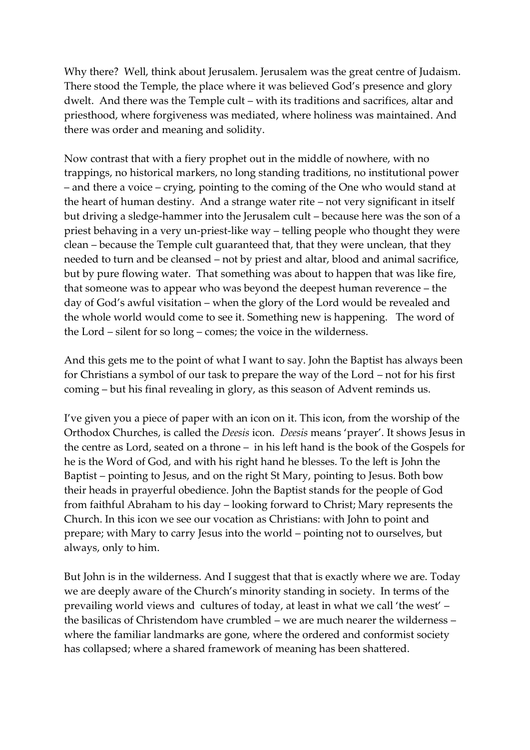Why there? Well, think about Jerusalem. Jerusalem was the great centre of Judaism. There stood the Temple, the place where it was believed God's presence and glory dwelt. And there was the Temple cult – with its traditions and sacrifices, altar and priesthood, where forgiveness was mediated, where holiness was maintained. And there was order and meaning and solidity.

Now contrast that with a fiery prophet out in the middle of nowhere, with no trappings, no historical markers, no long standing traditions, no institutional power – and there a voice – crying, pointing to the coming of the One who would stand at the heart of human destiny. And a strange water rite – not very significant in itself but driving a sledge-hammer into the Jerusalem cult – because here was the son of a priest behaving in a very un-priest-like way – telling people who thought they were clean – because the Temple cult guaranteed that, that they were unclean, that they needed to turn and be cleansed – not by priest and altar, blood and animal sacrifice, but by pure flowing water. That something was about to happen that was like fire, that someone was to appear who was beyond the deepest human reverence – the day of God's awful visitation – when the glory of the Lord would be revealed and the whole world would come to see it. Something new is happening. The word of the Lord – silent for so long – comes; the voice in the wilderness.

And this gets me to the point of what I want to say. John the Baptist has always been for Christians a symbol of our task to prepare the way of the Lord – not for his first coming – but his final revealing in glory, as this season of Advent reminds us.

I've given you a piece of paper with an icon on it. This icon, from the worship of the Orthodox Churches, is called the *Deesis* icon. *Deesis* means 'prayer'. It shows Jesus in the centre as Lord, seated on a throne – in his left hand is the book of the Gospels for he is the Word of God, and with his right hand he blesses. To the left is John the Baptist – pointing to Jesus, and on the right St Mary, pointing to Jesus. Both bow their heads in prayerful obedience. John the Baptist stands for the people of God from faithful Abraham to his day – looking forward to Christ; Mary represents the Church. In this icon we see our vocation as Christians: with John to point and prepare; with Mary to carry Jesus into the world – pointing not to ourselves, but always, only to him.

But John is in the wilderness. And I suggest that that is exactly where we are. Today we are deeply aware of the Church's minority standing in society. In terms of the prevailing world views and cultures of today, at least in what we call 'the west' – the basilicas of Christendom have crumbled – we are much nearer the wilderness – where the familiar landmarks are gone, where the ordered and conformist society has collapsed; where a shared framework of meaning has been shattered.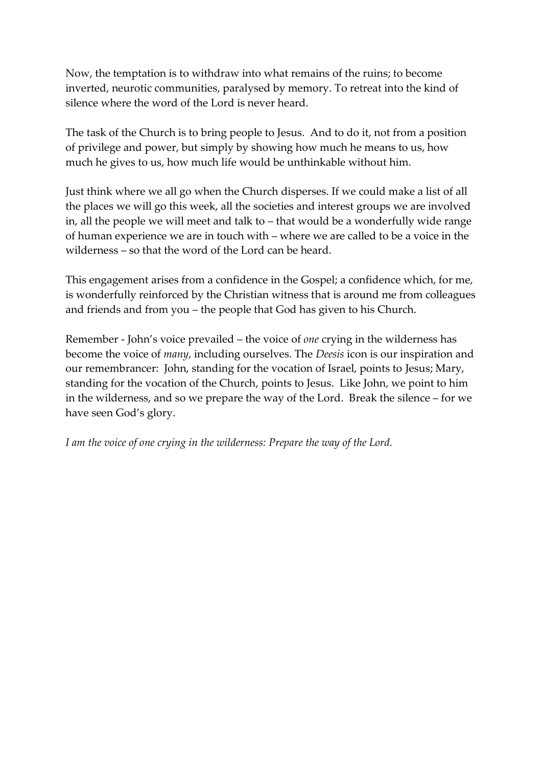Now, the temptation is to withdraw into what remains of the ruins; to become inverted, neurotic communities, paralysed by memory. To retreat into the kind of silence where the word of the Lord is never heard.

The task of the Church is to bring people to Jesus. And to do it, not from a position of privilege and power, but simply by showing how much he means to us, how much he gives to us, how much life would be unthinkable without him.

Just think where we all go when the Church disperses. If we could make a list of all the places we will go this week, all the societies and interest groups we are involved in, all the people we will meet and talk to – that would be a wonderfully wide range of human experience we are in touch with – where we are called to be a voice in the wilderness – so that the word of the Lord can be heard.

This engagement arises from a confidence in the Gospel; a confidence which, for me, is wonderfully reinforced by the Christian witness that is around me from colleagues and friends and from you – the people that God has given to his Church.

Remember - John's voice prevailed – the voice of *one* crying in the wilderness has become the voice of *many*, including ourselves. The *Deesis* icon is our inspiration and our remembrancer: John, standing for the vocation of Israel, points to Jesus; Mary, standing for the vocation of the Church, points to Jesus. Like John, we point to him in the wilderness, and so we prepare the way of the Lord. Break the silence – for we have seen God's glory.

*I am the voice of one crying in the wilderness: Prepare the way of the Lord.*